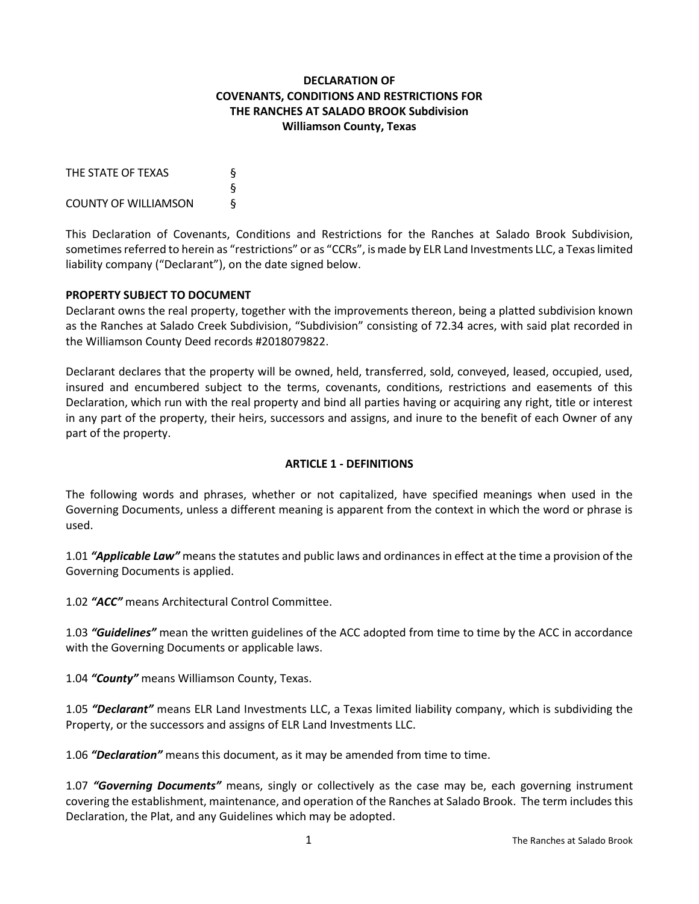# DECLARATION OF
# COVENANTS, CONDITIONS AND RESTRICTIONS FOR
# THE RANCHES AT SALADO BROOK Subdivision
# Williamson County, Texas

THE STATE OF TEXAS §
§
COUNTY OF WILLIAMSON §

This Declaration of Covenants, Conditions and Restrictions for the Ranches at Salado Brook Subdivision, sometimes referred to herein as "restrictions" or as "CCRs", is made by ELR Land Investments LLC, a Texas limited liability company ("Declarant"), on the date signed below.

**PROPERTY SUBJECT TO DOCUMENT**

Declarant owns the real property, together with the improvements thereon, being a platted subdivision known as the Ranches at Salado Creek Subdivision, "Subdivision" consisting of 72.34 acres, with said plat recorded in the Williamson County Deed records #2018079822.

Declarant declares that the property will be owned, held, transferred, sold, conveyed, leased, occupied, used, insured and encumbered subject to the terms, covenants, conditions, restrictions and easements of this Declaration, which run with the real property and bind all parties having or acquiring any right, title or interest in any part of the property, their heirs, successors and assigns, and inure to the benefit of each Owner of any part of the property.

## ARTICLE 1 - DEFINITIONS

The following words and phrases, whether or not capitalized, have specified meanings when used in the Governing Documents, unless a different meaning is apparent from the context in which the word or phrase is used.

1.01 ***"Applicable Law"*** means the statutes and public laws and ordinances in effect at the time a provision of the Governing Documents is applied.

1.02 ***"ACC"*** means Architectural Control Committee.

1.03 ***"Guidelines"*** mean the written guidelines of the ACC adopted from time to time by the ACC in accordance with the Governing Documents or applicable laws.

1.04 ***"County"*** means Williamson County, Texas.

1.05 ***"Declarant"*** means ELR Land Investments LLC, a Texas limited liability company, which is subdividing the Property, or the successors and assigns of ELR Land Investments LLC.

1.06 ***"Declaration"*** means this document, as it may be amended from time to time.

1.07 ***"Governing Documents"*** means, singly or collectively as the case may be, each governing instrument covering the establishment, maintenance, and operation of the Ranches at Salado Brook. The term includes this Declaration, the Plat, and any Guidelines which may be adopted.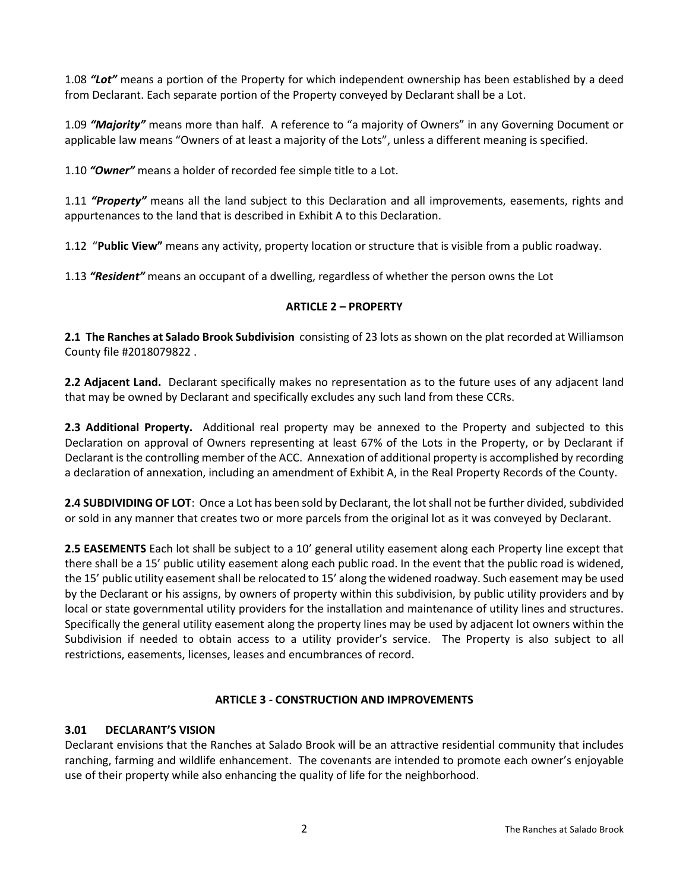1.08 ***"Lot"*** means a portion of the Property for which independent ownership has been established by a deed from Declarant. Each separate portion of the Property conveyed by Declarant shall be a Lot.

1.09 ***"Majority"*** means more than half. A reference to "a majority of Owners" in any Governing Document or applicable law means "Owners of at least a majority of the Lots", unless a different meaning is specified.

1.10 ***"Owner"*** means a holder of recorded fee simple title to a Lot.

1.11 ***"Property"*** means all the land subject to this Declaration and all improvements, easements, rights and appurtenances to the land that is described in Exhibit A to this Declaration.

1.12 "**Public View"** means any activity, property location or structure that is visible from a public roadway.

1.13 ***"Resident"*** means an occupant of a dwelling, regardless of whether the person owns the Lot

## ARTICLE 2 – PROPERTY

**2.1 The Ranches at Salado Brook Subdivision** consisting of 23 lots as shown on the plat recorded at Williamson County file #2018079822 .

**2.2 Adjacent Land.** Declarant specifically makes no representation as to the future uses of any adjacent land that may be owned by Declarant and specifically excludes any such land from these CCRs.

**2.3 Additional Property.** Additional real property may be annexed to the Property and subjected to this Declaration on approval of Owners representing at least 67% of the Lots in the Property, or by Declarant if Declarant is the controlling member of the ACC. Annexation of additional property is accomplished by recording a declaration of annexation, including an amendment of Exhibit A, in the Real Property Records of the County.

**2.4 SUBDIVIDING OF LOT**: Once a Lot has been sold by Declarant, the lot shall not be further divided, subdivided or sold in any manner that creates two or more parcels from the original lot as it was conveyed by Declarant.

**2.5 EASEMENTS** Each lot shall be subject to a 10' general utility easement along each Property line except that there shall be a 15' public utility easement along each public road. In the event that the public road is widened, the 15' public utility easement shall be relocated to 15' along the widened roadway. Such easement may be used by the Declarant or his assigns, by owners of property within this subdivision, by public utility providers and by local or state governmental utility providers for the installation and maintenance of utility lines and structures. Specifically the general utility easement along the property lines may be used by adjacent lot owners within the Subdivision if needed to obtain access to a utility provider's service. The Property is also subject to all restrictions, easements, licenses, leases and encumbrances of record.

## ARTICLE 3 - CONSTRUCTION AND IMPROVEMENTS

### 3.01 DECLARANT'S VISION

Declarant envisions that the Ranches at Salado Brook will be an attractive residential community that includes ranching, farming and wildlife enhancement. The covenants are intended to promote each owner's enjoyable use of their property while also enhancing the quality of life for the neighborhood.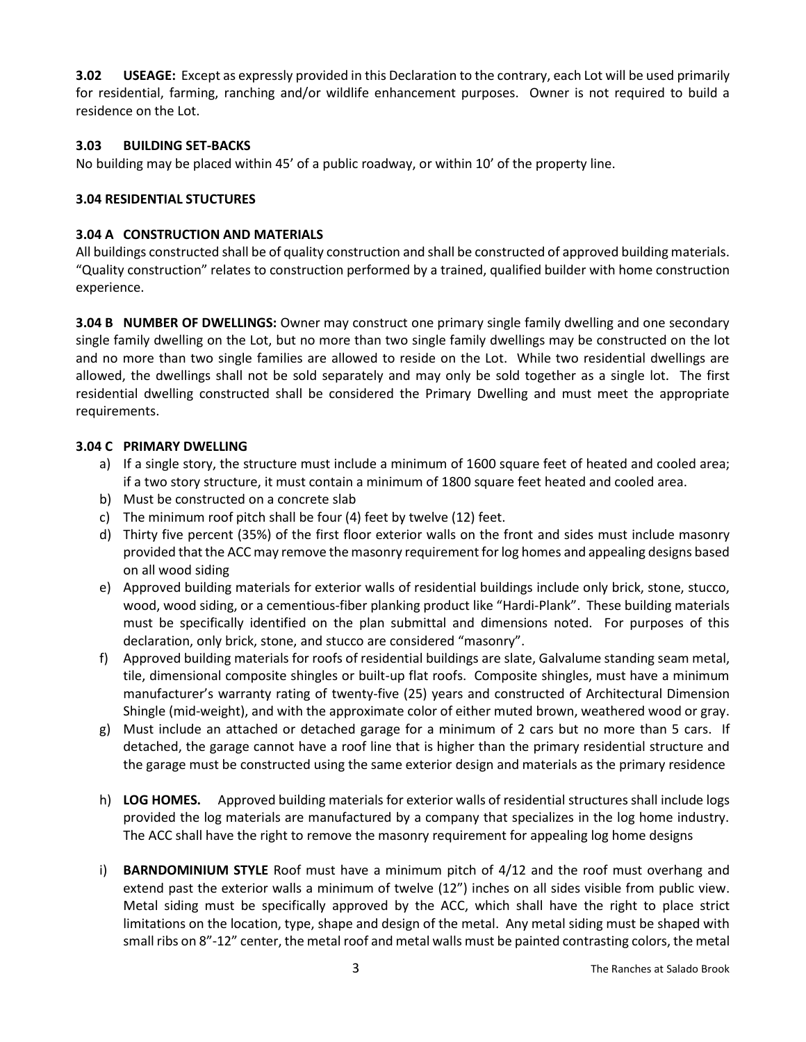**3.02 USEAGE:** Except as expressly provided in this Declaration to the contrary, each Lot will be used primarily for residential, farming, ranching and/or wildlife enhancement purposes. Owner is not required to build a residence on the Lot.

**3.03 BUILDING SET-BACKS**

No building may be placed within 45' of a public roadway, or within 10' of the property line.

**3.04 RESIDENTIAL STUCTURES**

**3.04 A CONSTRUCTION AND MATERIALS**

All buildings constructed shall be of quality construction and shall be constructed of approved building materials. "Quality construction" relates to construction performed by a trained, qualified builder with home construction experience.

**3.04 B NUMBER OF DWELLINGS:** Owner may construct one primary single family dwelling and one secondary single family dwelling on the Lot, but no more than two single family dwellings may be constructed on the lot and no more than two single families are allowed to reside on the Lot. While two residential dwellings are allowed, the dwellings shall not be sold separately and may only be sold together as a single lot. The first residential dwelling constructed shall be considered the Primary Dwelling and must meet the appropriate requirements.

**3.04 C PRIMARY DWELLING**

a) If a single story, the structure must include a minimum of 1600 square feet of heated and cooled area; if a two story structure, it must contain a minimum of 1800 square feet heated and cooled area.
b) Must be constructed on a concrete slab
c) The minimum roof pitch shall be four (4) feet by twelve (12) feet.
d) Thirty five percent (35%) of the first floor exterior walls on the front and sides must include masonry provided that the ACC may remove the masonry requirement for log homes and appealing designs based on all wood siding
e) Approved building materials for exterior walls of residential buildings include only brick, stone, stucco, wood, wood siding, or a cementious-fiber planking product like "Hardi-Plank". These building materials must be specifically identified on the plan submittal and dimensions noted. For purposes of this declaration, only brick, stone, and stucco are considered "masonry".
f) Approved building materials for roofs of residential buildings are slate, Galvalume standing seam metal, tile, dimensional composite shingles or built-up flat roofs. Composite shingles, must have a minimum manufacturer's warranty rating of twenty-five (25) years and constructed of Architectural Dimension Shingle (mid-weight), and with the approximate color of either muted brown, weathered wood or gray.
g) Must include an attached or detached garage for a minimum of 2 cars but no more than 5 cars. If detached, the garage cannot have a roof line that is higher than the primary residential structure and the garage must be constructed using the same exterior design and materials as the primary residence
h) **LOG HOMES.** Approved building materials for exterior walls of residential structures shall include logs provided the log materials are manufactured by a company that specializes in the log home industry. The ACC shall have the right to remove the masonry requirement for appealing log home designs
i) **BARNDOMINIUM STYLE** Roof must have a minimum pitch of 4/12 and the roof must overhang and extend past the exterior walls a minimum of twelve (12") inches on all sides visible from public view. Metal siding must be specifically approved by the ACC, which shall have the right to place strict limitations on the location, type, shape and design of the metal. Any metal siding must be shaped with small ribs on 8"-12" center, the metal roof and metal walls must be painted contrasting colors, the metal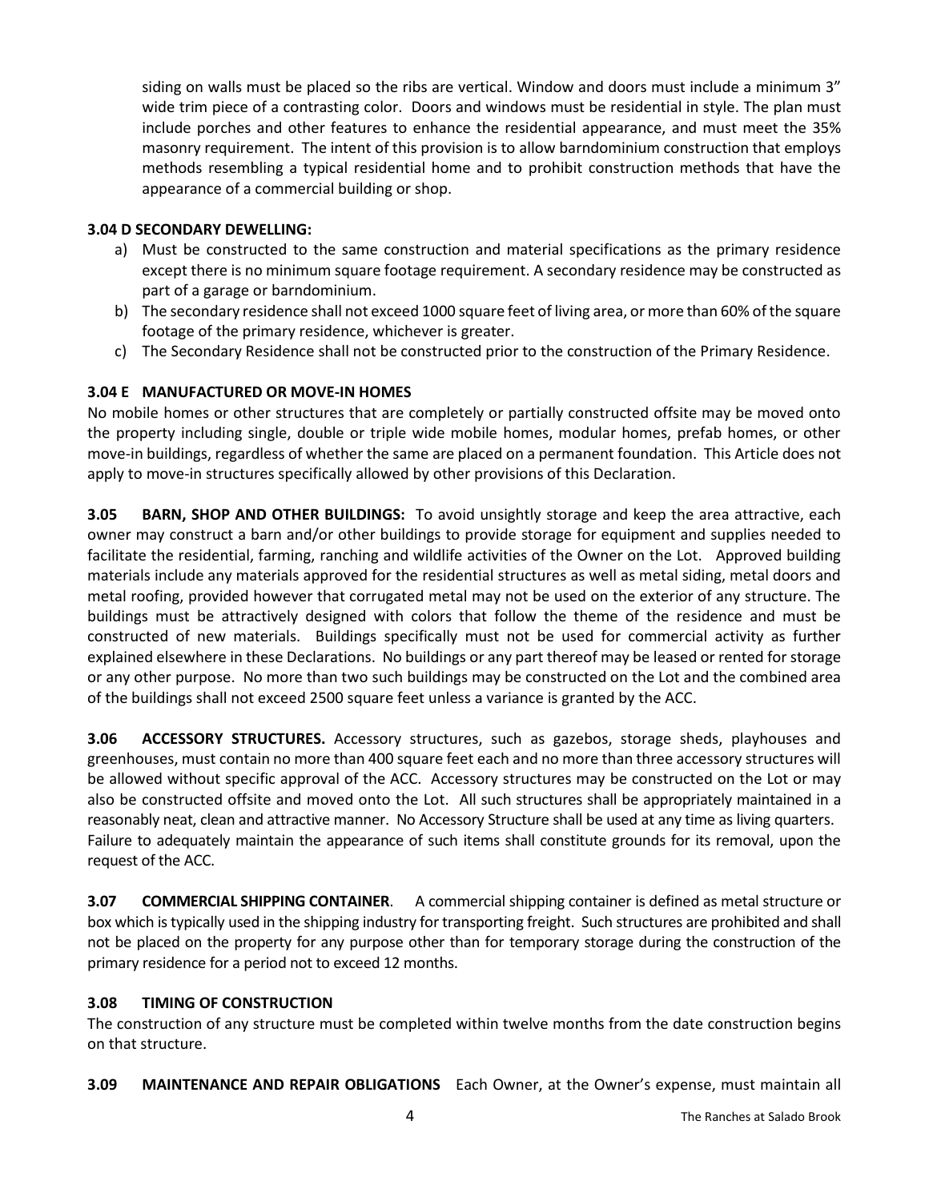siding on walls must be placed so the ribs are vertical. Window and doors must include a minimum 3" wide trim piece of a contrasting color. Doors and windows must be residential in style. The plan must include porches and other features to enhance the residential appearance, and must meet the 35% masonry requirement. The intent of this provision is to allow barndominium construction that employs methods resembling a typical residential home and to prohibit construction methods that have the appearance of a commercial building or shop.

**3.04 D SECONDARY DEWELLING:**

a) Must be constructed to the same construction and material specifications as the primary residence except there is no minimum square footage requirement. A secondary residence may be constructed as part of a garage or barndominium.
b) The secondary residence shall not exceed 1000 square feet of living area, or more than 60% of the square footage of the primary residence, whichever is greater.
c) The Secondary Residence shall not be constructed prior to the construction of the Primary Residence.

**3.04 E MANUFACTURED OR MOVE-IN HOMES**

No mobile homes or other structures that are completely or partially constructed offsite may be moved onto the property including single, double or triple wide mobile homes, modular homes, prefab homes, or other move-in buildings, regardless of whether the same are placed on a permanent foundation. This Article does not apply to move-in structures specifically allowed by other provisions of this Declaration.

**3.05 BARN, SHOP AND OTHER BUILDINGS:** To avoid unsightly storage and keep the area attractive, each owner may construct a barn and/or other buildings to provide storage for equipment and supplies needed to facilitate the residential, farming, ranching and wildlife activities of the Owner on the Lot. Approved building materials include any materials approved for the residential structures as well as metal siding, metal doors and metal roofing, provided however that corrugated metal may not be used on the exterior of any structure. The buildings must be attractively designed with colors that follow the theme of the residence and must be constructed of new materials. Buildings specifically must not be used for commercial activity as further explained elsewhere in these Declarations. No buildings or any part thereof may be leased or rented for storage or any other purpose. No more than two such buildings may be constructed on the Lot and the combined area of the buildings shall not exceed 2500 square feet unless a variance is granted by the ACC.

**3.06 ACCESSORY STRUCTURES.** Accessory structures, such as gazebos, storage sheds, playhouses and greenhouses, must contain no more than 400 square feet each and no more than three accessory structures will be allowed without specific approval of the ACC. Accessory structures may be constructed on the Lot or may also be constructed offsite and moved onto the Lot. All such structures shall be appropriately maintained in a reasonably neat, clean and attractive manner. No Accessory Structure shall be used at any time as living quarters. Failure to adequately maintain the appearance of such items shall constitute grounds for its removal, upon the request of the ACC.

**3.07 COMMERCIAL SHIPPING CONTAINER**. A commercial shipping container is defined as metal structure or box which is typically used in the shipping industry for transporting freight. Such structures are prohibited and shall not be placed on the property for any purpose other than for temporary storage during the construction of the primary residence for a period not to exceed 12 months.

**3.08 TIMING OF CONSTRUCTION**

The construction of any structure must be completed within twelve months from the date construction begins on that structure.

**3.09 MAINTENANCE AND REPAIR OBLIGATIONS** Each Owner, at the Owner's expense, must maintain all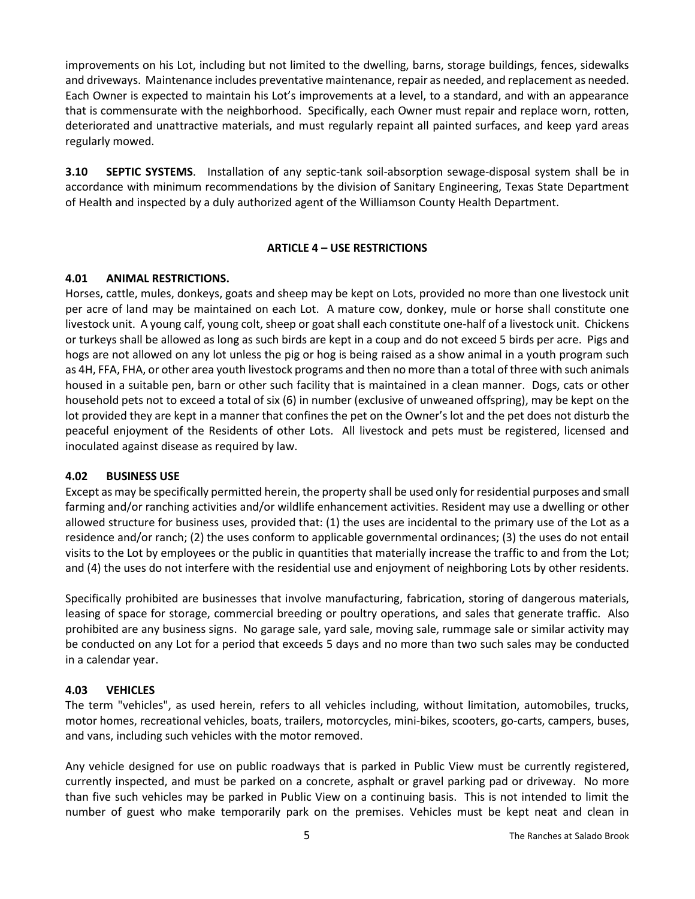improvements on his Lot, including but not limited to the dwelling, barns, storage buildings, fences, sidewalks and driveways. Maintenance includes preventative maintenance, repair as needed, and replacement as needed. Each Owner is expected to maintain his Lot's improvements at a level, to a standard, and with an appearance that is commensurate with the neighborhood. Specifically, each Owner must repair and replace worn, rotten, deteriorated and unattractive materials, and must regularly repaint all painted surfaces, and keep yard areas regularly mowed.

**3.10 SEPTIC SYSTEMS**. Installation of any septic-tank soil-absorption sewage-disposal system shall be in accordance with minimum recommendations by the division of Sanitary Engineering, Texas State Department of Health and inspected by a duly authorized agent of the Williamson County Health Department.

## ARTICLE 4 – USE RESTRICTIONS

### 4.01 ANIMAL RESTRICTIONS.

Horses, cattle, mules, donkeys, goats and sheep may be kept on Lots, provided no more than one livestock unit per acre of land may be maintained on each Lot. A mature cow, donkey, mule or horse shall constitute one livestock unit. A young calf, young colt, sheep or goat shall each constitute one-half of a livestock unit. Chickens or turkeys shall be allowed as long as such birds are kept in a coup and do not exceed 5 birds per acre. Pigs and hogs are not allowed on any lot unless the pig or hog is being raised as a show animal in a youth program such as 4H, FFA, FHA, or other area youth livestock programs and then no more than a total of three with such animals housed in a suitable pen, barn or other such facility that is maintained in a clean manner. Dogs, cats or other household pets not to exceed a total of six (6) in number (exclusive of unweaned offspring), may be kept on the lot provided they are kept in a manner that confines the pet on the Owner's lot and the pet does not disturb the peaceful enjoyment of the Residents of other Lots. All livestock and pets must be registered, licensed and inoculated against disease as required by law.

### 4.02 BUSINESS USE

Except as may be specifically permitted herein, the property shall be used only for residential purposes and small farming and/or ranching activities and/or wildlife enhancement activities. Resident may use a dwelling or other allowed structure for business uses, provided that: (1) the uses are incidental to the primary use of the Lot as a residence and/or ranch; (2) the uses conform to applicable governmental ordinances; (3) the uses do not entail visits to the Lot by employees or the public in quantities that materially increase the traffic to and from the Lot; and (4) the uses do not interfere with the residential use and enjoyment of neighboring Lots by other residents.

Specifically prohibited are businesses that involve manufacturing, fabrication, storing of dangerous materials, leasing of space for storage, commercial breeding or poultry operations, and sales that generate traffic. Also prohibited are any business signs. No garage sale, yard sale, moving sale, rummage sale or similar activity may be conducted on any Lot for a period that exceeds 5 days and no more than two such sales may be conducted in a calendar year.

### 4.03 VEHICLES

The term "vehicles", as used herein, refers to all vehicles including, without limitation, automobiles, trucks, motor homes, recreational vehicles, boats, trailers, motorcycles, mini-bikes, scooters, go-carts, campers, buses, and vans, including such vehicles with the motor removed.

Any vehicle designed for use on public roadways that is parked in Public View must be currently registered, currently inspected, and must be parked on a concrete, asphalt or gravel parking pad or driveway. No more than five such vehicles may be parked in Public View on a continuing basis. This is not intended to limit the number of guest who make temporarily park on the premises. Vehicles must be kept neat and clean in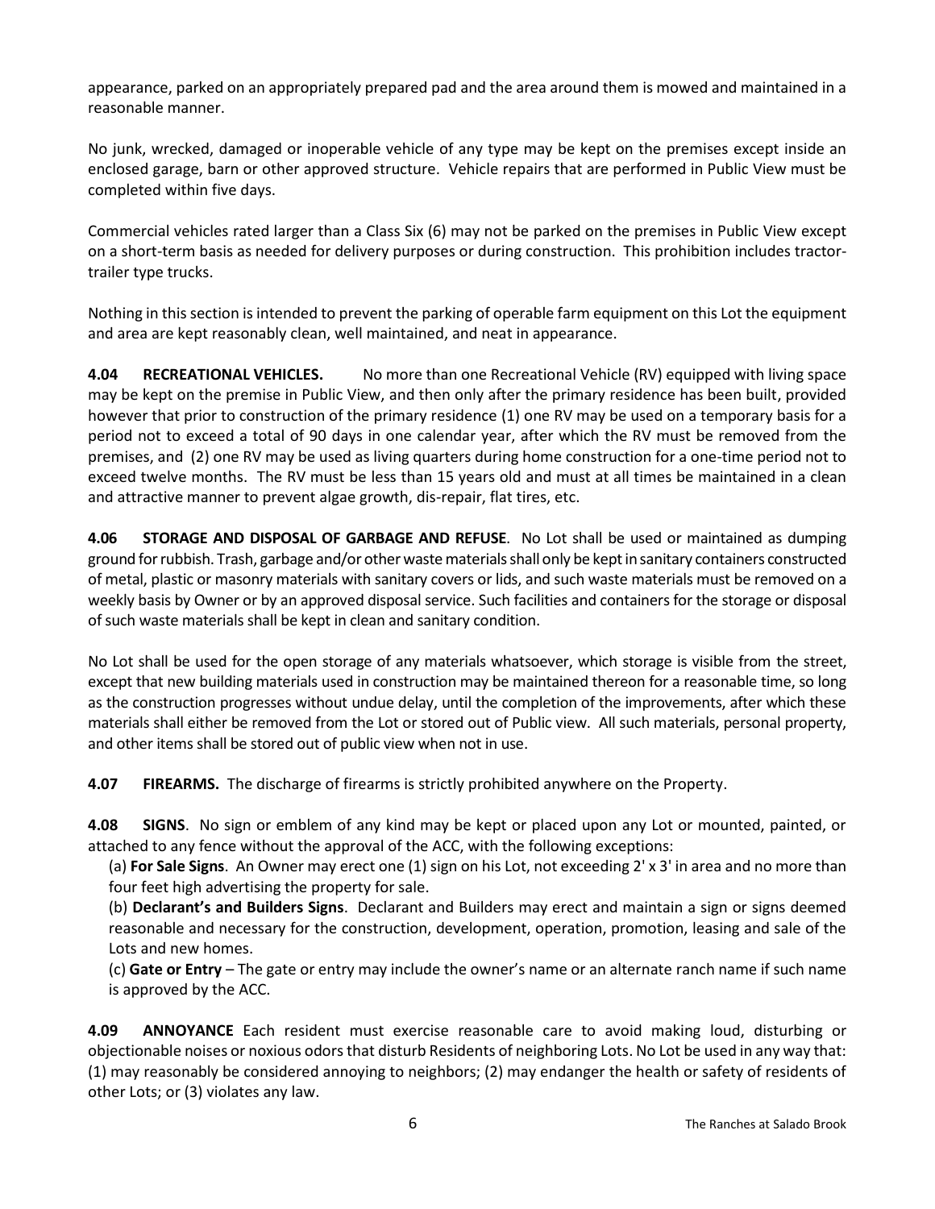appearance, parked on an appropriately prepared pad and the area around them is mowed and maintained in a reasonable manner.

No junk, wrecked, damaged or inoperable vehicle of any type may be kept on the premises except inside an enclosed garage, barn or other approved structure. Vehicle repairs that are performed in Public View must be completed within five days.

Commercial vehicles rated larger than a Class Six (6) may not be parked on the premises in Public View except on a short-term basis as needed for delivery purposes or during construction. This prohibition includes tractor-trailer type trucks.

Nothing in this section is intended to prevent the parking of operable farm equipment on this Lot the equipment and area are kept reasonably clean, well maintained, and neat in appearance.

**4.04 RECREATIONAL VEHICLES.** No more than one Recreational Vehicle (RV) equipped with living space may be kept on the premise in Public View, and then only after the primary residence has been built, provided however that prior to construction of the primary residence (1) one RV may be used on a temporary basis for a period not to exceed a total of 90 days in one calendar year, after which the RV must be removed from the premises, and (2) one RV may be used as living quarters during home construction for a one-time period not to exceed twelve months. The RV must be less than 15 years old and must at all times be maintained in a clean and attractive manner to prevent algae growth, dis-repair, flat tires, etc.

**4.06 STORAGE AND DISPOSAL OF GARBAGE AND REFUSE**. No Lot shall be used or maintained as dumping ground for rubbish. Trash, garbage and/or other waste materials shall only be kept in sanitary containers constructed of metal, plastic or masonry materials with sanitary covers or lids, and such waste materials must be removed on a weekly basis by Owner or by an approved disposal service. Such facilities and containers for the storage or disposal of such waste materials shall be kept in clean and sanitary condition.

No Lot shall be used for the open storage of any materials whatsoever, which storage is visible from the street, except that new building materials used in construction may be maintained thereon for a reasonable time, so long as the construction progresses without undue delay, until the completion of the improvements, after which these materials shall either be removed from the Lot or stored out of Public view. All such materials, personal property, and other items shall be stored out of public view when not in use.

**4.07 FIREARMS.** The discharge of firearms is strictly prohibited anywhere on the Property.

**4.08 SIGNS**. No sign or emblem of any kind may be kept or placed upon any Lot or mounted, painted, or attached to any fence without the approval of the ACC, with the following exceptions:

(a) **For Sale Signs**. An Owner may erect one (1) sign on his Lot, not exceeding 2' x 3' in area and no more than four feet high advertising the property for sale.

(b) **Declarant's and Builders Signs**. Declarant and Builders may erect and maintain a sign or signs deemed reasonable and necessary for the construction, development, operation, promotion, leasing and sale of the Lots and new homes.

(c) **Gate or Entry** – The gate or entry may include the owner's name or an alternate ranch name if such name is approved by the ACC.

**4.09 ANNOYANCE** Each resident must exercise reasonable care to avoid making loud, disturbing or objectionable noises or noxious odors that disturb Residents of neighboring Lots. No Lot be used in any way that: (1) may reasonably be considered annoying to neighbors; (2) may endanger the health or safety of residents of other Lots; or (3) violates any law.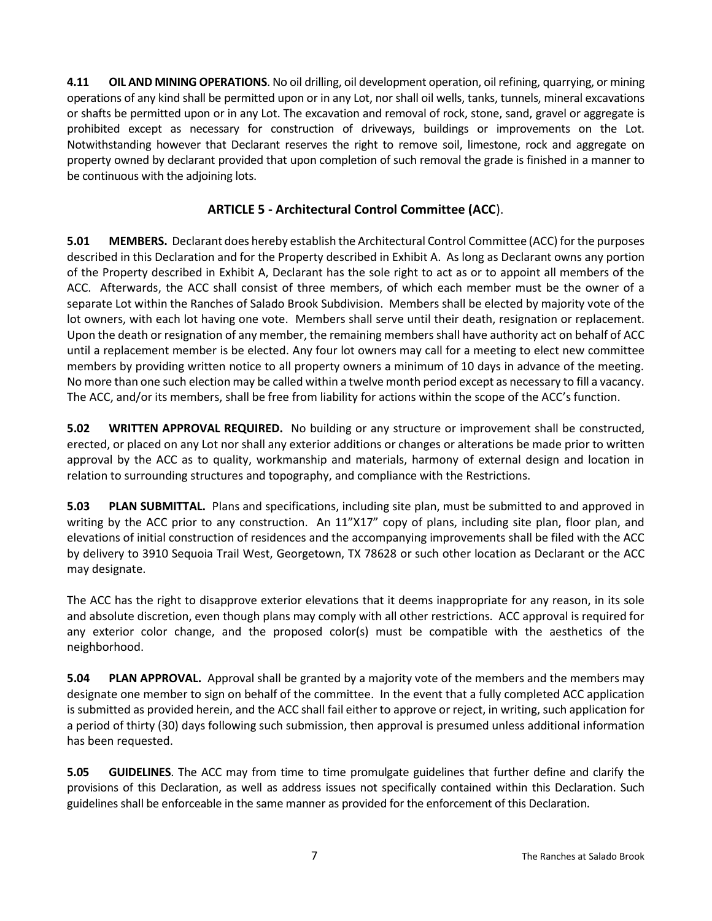**4.11 OIL AND MINING OPERATIONS**. No oil drilling, oil development operation, oil refining, quarrying, or mining operations of any kind shall be permitted upon or in any Lot, nor shall oil wells, tanks, tunnels, mineral excavations or shafts be permitted upon or in any Lot. The excavation and removal of rock, stone, sand, gravel or aggregate is prohibited except as necessary for construction of driveways, buildings or improvements on the Lot. Notwithstanding however that Declarant reserves the right to remove soil, limestone, rock and aggregate on property owned by declarant provided that upon completion of such removal the grade is finished in a manner to be continuous with the adjoining lots.

## ARTICLE 5 - Architectural Control Committee (ACC).

**5.01 MEMBERS.** Declarant does hereby establish the Architectural Control Committee (ACC) for the purposes described in this Declaration and for the Property described in Exhibit A. As long as Declarant owns any portion of the Property described in Exhibit A, Declarant has the sole right to act as or to appoint all members of the ACC. Afterwards, the ACC shall consist of three members, of which each member must be the owner of a separate Lot within the Ranches of Salado Brook Subdivision. Members shall be elected by majority vote of the lot owners, with each lot having one vote. Members shall serve until their death, resignation or replacement. Upon the death or resignation of any member, the remaining members shall have authority act on behalf of ACC until a replacement member is be elected. Any four lot owners may call for a meeting to elect new committee members by providing written notice to all property owners a minimum of 10 days in advance of the meeting. No more than one such election may be called within a twelve month period except as necessary to fill a vacancy. The ACC, and/or its members, shall be free from liability for actions within the scope of the ACC's function.

**5.02 WRITTEN APPROVAL REQUIRED.** No building or any structure or improvement shall be constructed, erected, or placed on any Lot nor shall any exterior additions or changes or alterations be made prior to written approval by the ACC as to quality, workmanship and materials, harmony of external design and location in relation to surrounding structures and topography, and compliance with the Restrictions.

**5.03 PLAN SUBMITTAL.** Plans and specifications, including site plan, must be submitted to and approved in writing by the ACC prior to any construction. An 11"X17" copy of plans, including site plan, floor plan, and elevations of initial construction of residences and the accompanying improvements shall be filed with the ACC by delivery to 3910 Sequoia Trail West, Georgetown, TX 78628 or such other location as Declarant or the ACC may designate.

The ACC has the right to disapprove exterior elevations that it deems inappropriate for any reason, in its sole and absolute discretion, even though plans may comply with all other restrictions. ACC approval is required for any exterior color change, and the proposed color(s) must be compatible with the aesthetics of the neighborhood.

**5.04 PLAN APPROVAL.** Approval shall be granted by a majority vote of the members and the members may designate one member to sign on behalf of the committee. In the event that a fully completed ACC application is submitted as provided herein, and the ACC shall fail either to approve or reject, in writing, such application for a period of thirty (30) days following such submission, then approval is presumed unless additional information has been requested.

**5.05 GUIDELINES**. The ACC may from time to time promulgate guidelines that further define and clarify the provisions of this Declaration, as well as address issues not specifically contained within this Declaration. Such guidelines shall be enforceable in the same manner as provided for the enforcement of this Declaration.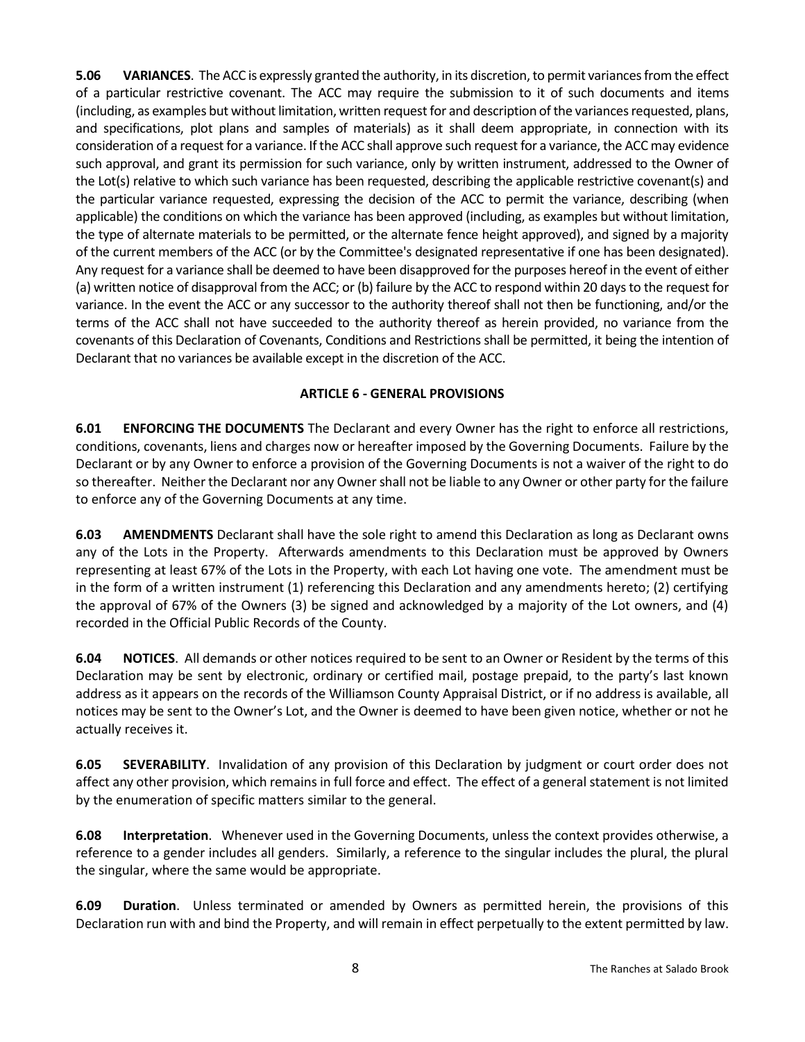**5.06 VARIANCES**. The ACC is expressly granted the authority, in its discretion, to permit variances from the effect of a particular restrictive covenant. The ACC may require the submission to it of such documents and items (including, as examples but without limitation, written request for and description of the variances requested, plans, and specifications, plot plans and samples of materials) as it shall deem appropriate, in connection with its consideration of a request for a variance. If the ACC shall approve such request for a variance, the ACC may evidence such approval, and grant its permission for such variance, only by written instrument, addressed to the Owner of the Lot(s) relative to which such variance has been requested, describing the applicable restrictive covenant(s) and the particular variance requested, expressing the decision of the ACC to permit the variance, describing (when applicable) the conditions on which the variance has been approved (including, as examples but without limitation, the type of alternate materials to be permitted, or the alternate fence height approved), and signed by a majority of the current members of the ACC (or by the Committee's designated representative if one has been designated). Any request for a variance shall be deemed to have been disapproved for the purposes hereof in the event of either (a) written notice of disapproval from the ACC; or (b) failure by the ACC to respond within 20 days to the request for variance. In the event the ACC or any successor to the authority thereof shall not then be functioning, and/or the terms of the ACC shall not have succeeded to the authority thereof as herein provided, no variance from the covenants of this Declaration of Covenants, Conditions and Restrictions shall be permitted, it being the intention of Declarant that no variances be available except in the discretion of the ACC.

## ARTICLE 6 - GENERAL PROVISIONS

**6.01 ENFORCING THE DOCUMENTS** The Declarant and every Owner has the right to enforce all restrictions, conditions, covenants, liens and charges now or hereafter imposed by the Governing Documents. Failure by the Declarant or by any Owner to enforce a provision of the Governing Documents is not a waiver of the right to do so thereafter. Neither the Declarant nor any Owner shall not be liable to any Owner or other party for the failure to enforce any of the Governing Documents at any time.

**6.03 AMENDMENTS** Declarant shall have the sole right to amend this Declaration as long as Declarant owns any of the Lots in the Property. Afterwards amendments to this Declaration must be approved by Owners representing at least 67% of the Lots in the Property, with each Lot having one vote. The amendment must be in the form of a written instrument (1) referencing this Declaration and any amendments hereto; (2) certifying the approval of 67% of the Owners (3) be signed and acknowledged by a majority of the Lot owners, and (4) recorded in the Official Public Records of the County.

**6.04 NOTICES**. All demands or other notices required to be sent to an Owner or Resident by the terms of this Declaration may be sent by electronic, ordinary or certified mail, postage prepaid, to the party's last known address as it appears on the records of the Williamson County Appraisal District, or if no address is available, all notices may be sent to the Owner's Lot, and the Owner is deemed to have been given notice, whether or not he actually receives it.

**6.05 SEVERABILITY**. Invalidation of any provision of this Declaration by judgment or court order does not affect any other provision, which remains in full force and effect. The effect of a general statement is not limited by the enumeration of specific matters similar to the general.

**6.08 Interpretation**. Whenever used in the Governing Documents, unless the context provides otherwise, a reference to a gender includes all genders. Similarly, a reference to the singular includes the plural, the plural the singular, where the same would be appropriate.

**6.09 Duration**. Unless terminated or amended by Owners as permitted herein, the provisions of this Declaration run with and bind the Property, and will remain in effect perpetually to the extent permitted by law.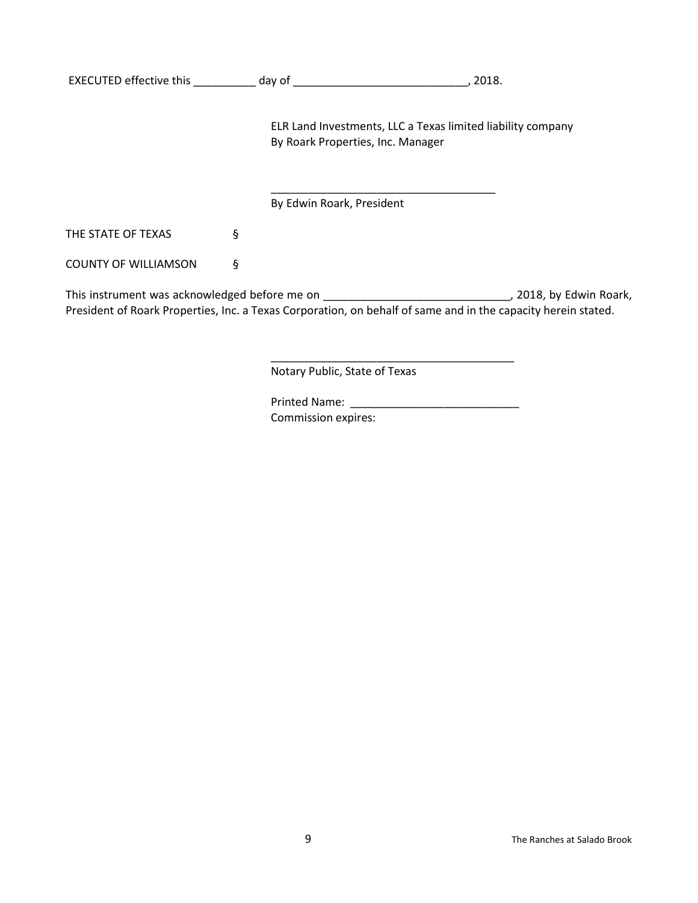EXECUTED effective this __________ day of ____________________________, 2018.

ELR Land Investments, LLC a Texas limited liability company
By Roark Properties, Inc. Manager

_____________________________________
By Edwin Roark, President

THE STATE OF TEXAS §

COUNTY OF WILLIAMSON §

This instrument was acknowledged before me on ______________________________, 2018, by Edwin Roark, President of Roark Properties, Inc. a Texas Corporation, on behalf of same and in the capacity herein stated.

________________________________________
Notary Public, State of Texas

Printed Name: ___________________________
Commission expires: